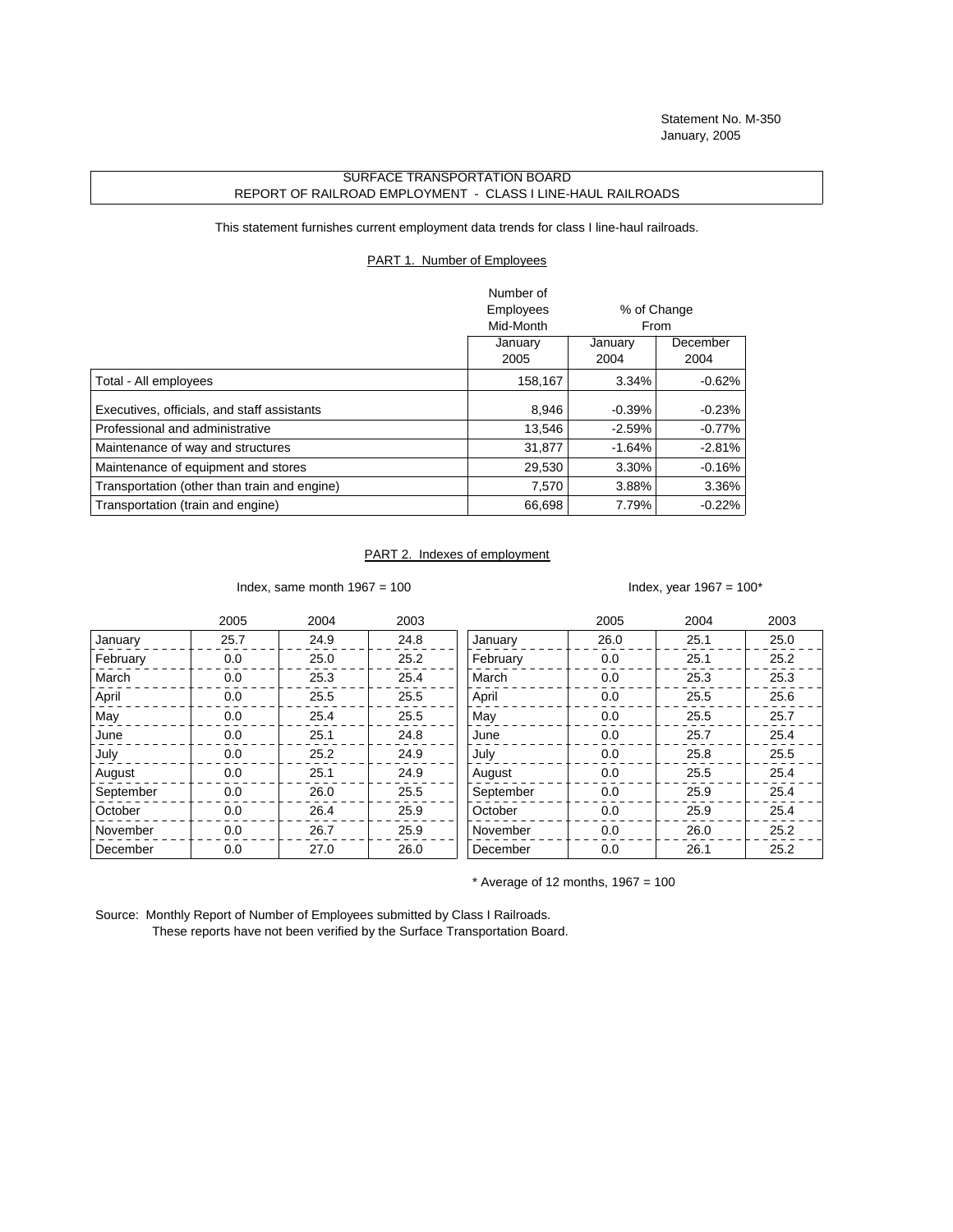Statement No. M-350
January, 2005

# SURFACE TRANSPORTATION BOARD
## REPORT OF RAILROAD EMPLOYMENT - CLASS I LINE-HAUL RAILROADS

This statement furnishes current employment data trends for class I line-haul railroads.

### PART 1. Number of Employees

| | Number of Employees Mid-Month | % of Change From | |
|---|---|---|---|
| | January 2005 | January 2004 | December 2004 |
| Total - All employees | 158,167 | 3.34% | -0.62% |
| Executives, officials, and staff assistants | 8,946 | -0.39% | -0.23% |
| Professional and administrative | 13,546 | -2.59% | -0.77% |
| Maintenance of way and structures | 31,877 | -1.64% | -2.81% |
| Maintenance of equipment and stores | 29,530 | 3.30% | -0.16% |
| Transportation (other than train and engine) | 7,570 | 3.88% | 3.36% |
| Transportation (train and engine) | 66,698 | 7.79% | -0.22% |

### PART 2. Indexes of employment

Index, same month 1967 = 100

| | 2005 | 2004 | 2003 |
|---|---|---|---|
| January | 25.7 | 24.9 | 24.8 |
| February | 0.0 | 25.0 | 25.2 |
| March | 0.0 | 25.3 | 25.4 |
| April | 0.0 | 25.5 | 25.5 |
| May | 0.0 | 25.4 | 25.5 |
| June | 0.0 | 25.1 | 24.8 |
| July | 0.0 | 25.2 | 24.9 |
| August | 0.0 | 25.1 | 24.9 |
| September | 0.0 | 26.0 | 25.5 |
| October | 0.0 | 26.4 | 25.9 |
| November | 0.0 | 26.7 | 25.9 |
| December | 0.0 | 27.0 | 26.0 |

Index, year 1967 = 100*

| | 2005 | 2004 | 2003 |
|---|---|---|---|
| January | 26.0 | 25.1 | 25.0 |
| February | 0.0 | 25.1 | 25.2 |
| March | 0.0 | 25.3 | 25.3 |
| April | 0.0 | 25.5 | 25.6 |
| May | 0.0 | 25.5 | 25.7 |
| June | 0.0 | 25.7 | 25.4 |
| July | 0.0 | 25.8 | 25.5 |
| August | 0.0 | 25.5 | 25.4 |
| September | 0.0 | 25.9 | 25.4 |
| October | 0.0 | 25.9 | 25.4 |
| November | 0.0 | 26.0 | 25.2 |
| December | 0.0 | 26.1 | 25.2 |

* Average of 12 months, 1967 = 100

Source: Monthly Report of Number of Employees submitted by Class I Railroads.
These reports have not been verified by the Surface Transportation Board.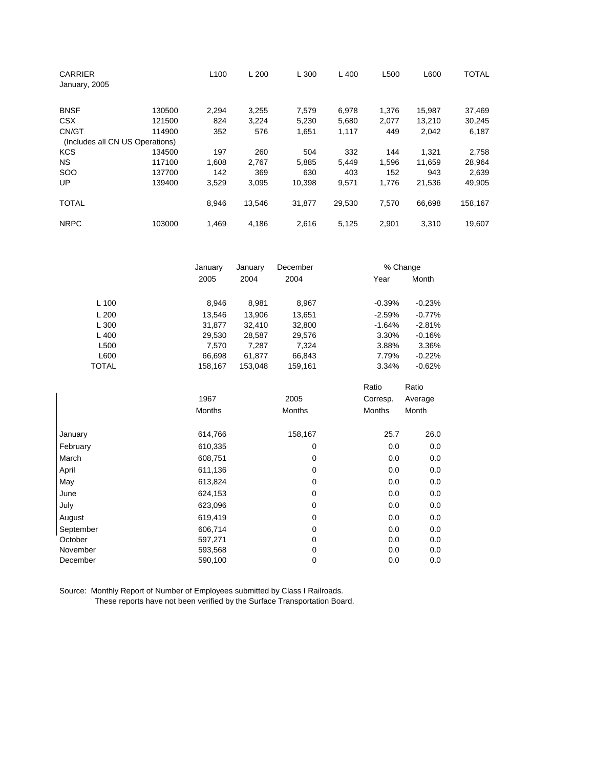| CARRIER<br>January, 2005 | | L100 | L 200 | L 300 | L 400 | L500 | L600 | TOTAL |
|---|---|---|---|---|---|---|---|---|
| BNSF | 130500 | 2,294 | 3,255 | 7,579 | 6,978 | 1,376 | 15,987 | 37,469 |
| CSX | 121500 | 824 | 3,224 | 5,230 | 5,680 | 2,077 | 13,210 | 30,245 |
| CN/GT | 114900 | 352 | 576 | 1,651 | 1,117 | 449 | 2,042 | 6,187 |
| (Includes all CN US Operations) | | | | | | | | |
| KCS | 134500 | 197 | 260 | 504 | 332 | 144 | 1,321 | 2,758 |
| NS | 117100 | 1,608 | 2,767 | 5,885 | 5,449 | 1,596 | 11,659 | 28,964 |
| SOO | 137700 | 142 | 369 | 630 | 403 | 152 | 943 | 2,639 |
| UP | 139400 | 3,529 | 3,095 | 10,398 | 9,571 | 1,776 | 21,536 | 49,905 |
| TOTAL | | 8,946 | 13,546 | 31,877 | 29,530 | 7,570 | 66,698 | 158,167 |
| NRPC | 103000 | 1,469 | 4,186 | 2,616 | 5,125 | 2,901 | 3,310 | 19,607 |

| | January 2005 | January 2004 | December 2004 | % Change Year | % Change Month |
|---|---|---|---|---|---|
| L 100 | 8,946 | 8,981 | 8,967 | -0.39% | -0.23% |
| L 200 | 13,546 | 13,906 | 13,651 | -2.59% | -0.77% |
| L 300 | 31,877 | 32,410 | 32,800 | -1.64% | -2.81% |
| L 400 | 29,530 | 28,587 | 29,576 | 3.30% | -0.16% |
| L500 | 7,570 | 7,287 | 7,324 | 3.88% | 3.36% |
| L600 | 66,698 | 61,877 | 66,843 | 7.79% | -0.22% |
| TOTAL | 158,167 | 153,048 | 159,161 | 3.34% | -0.62% |

| | 1967 Months | 2005 Months | Ratio Corresp. Months | Ratio Average Month |
|---|---|---|---|---|
| January | 614,766 | 158,167 | 25.7 | 26.0 |
| February | 610,335 | 0 | 0.0 | 0.0 |
| March | 608,751 | 0 | 0.0 | 0.0 |
| April | 611,136 | 0 | 0.0 | 0.0 |
| May | 613,824 | 0 | 0.0 | 0.0 |
| June | 624,153 | 0 | 0.0 | 0.0 |
| July | 623,096 | 0 | 0.0 | 0.0 |
| August | 619,419 | 0 | 0.0 | 0.0 |
| September | 606,714 | 0 | 0.0 | 0.0 |
| October | 597,271 | 0 | 0.0 | 0.0 |
| November | 593,568 | 0 | 0.0 | 0.0 |
| December | 590,100 | 0 | 0.0 | 0.0 |

Source: Monthly Report of Number of Employees submitted by Class I Railroads.
These reports have not been verified by the Surface Transportation Board.